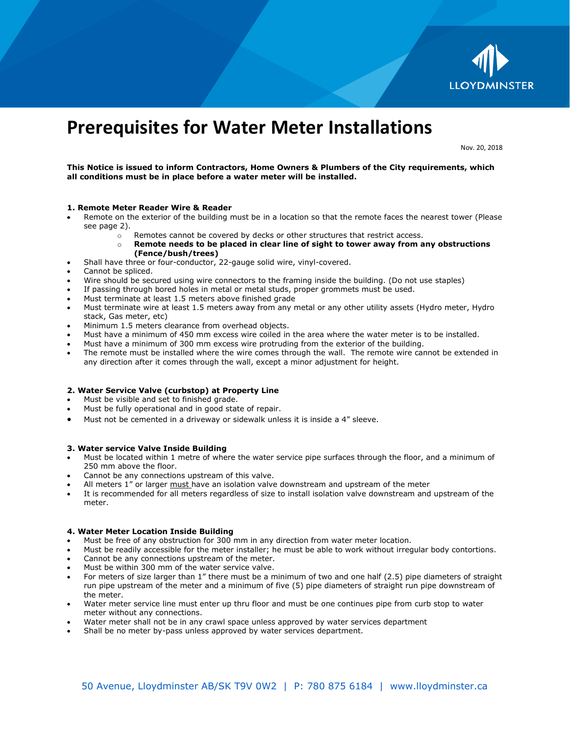# Prerequisites for Water Meter Installations

Nov. 20, 2018

**This Notice is issued to inform Contractors, Home Owners & Plumbers of the City requirements, which all conditions must be in place before a water meter will be installed.**

**1. Remote Meter Reader Wire & Reader**

- Remote on the exterior of the building must be in a location so that the remote faces the nearest tower (Please see page 2).
  - Remotes cannot be covered by decks or other structures that restrict access.
  - **Remote needs to be placed in clear line of sight to tower away from any obstructions (Fence/bush/trees)**
- Shall have three or four-conductor, 22-gauge solid wire, vinyl-covered.
- Cannot be spliced.
- Wire should be secured using wire connectors to the framing inside the building. (Do not use staples)
- If passing through bored holes in metal or metal studs, proper grommets must be used.
- Must terminate at least 1.5 meters above finished grade
- Must terminate wire at least 1.5 meters away from any metal or any other utility assets (Hydro meter, Hydro stack, Gas meter, etc)
- Minimum 1.5 meters clearance from overhead objects.
- Must have a minimum of 450 mm excess wire coiled in the area where the water meter is to be installed.
- Must have a minimum of 300 mm excess wire protruding from the exterior of the building.
- The remote must be installed where the wire comes through the wall. The remote wire cannot be extended in any direction after it comes through the wall, except a minor adjustment for height.

**2. Water Service Valve (curbstop) at Property Line**

- Must be visible and set to finished grade.
- Must be fully operational and in good state of repair.
- Must not be cemented in a driveway or sidewalk unless it is inside a 4" sleeve.

**3. Water service Valve Inside Building**

- Must be located within 1 metre of where the water service pipe surfaces through the floor, and a minimum of 250 mm above the floor.
- Cannot be any connections upstream of this valve.
- All meters 1" or larger <u>must</u> have an isolation valve downstream and upstream of the meter
- It is recommended for all meters regardless of size to install isolation valve downstream and upstream of the meter.

**4. Water Meter Location Inside Building**

- Must be free of any obstruction for 300 mm in any direction from water meter location.
- Must be readily accessible for the meter installer; he must be able to work without irregular body contortions.
- Cannot be any connections upstream of the meter.
- Must be within 300 mm of the water service valve.
- For meters of size larger than 1" there must be a minimum of two and one half (2.5) pipe diameters of straight run pipe upstream of the meter and a minimum of five (5) pipe diameters of straight run pipe downstream of the meter.
- Water meter service line must enter up thru floor and must be one continues pipe from curb stop to water meter without any connections.
- Water meter shall not be in any crawl space unless approved by water services department
- Shall be no meter by-pass unless approved by water services department.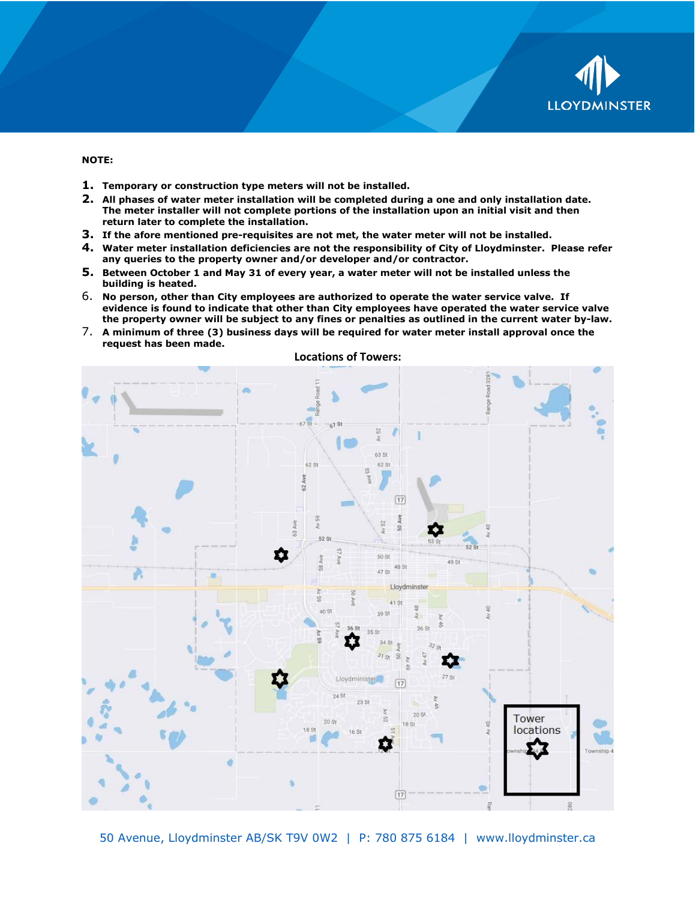**NOTE:**

1. **Temporary or construction type meters will not be installed.**
2. **All phases of water meter installation will be completed during a one and only installation date. The meter installer will not complete portions of the installation upon an initial visit and then return later to complete the installation.**
3. **If the afore mentioned pre-requisites are not met, the water meter will not be installed.**
4. **Water meter installation deficiencies are not the responsibility of City of Lloydminster. Please refer any queries to the property owner and/or developer and/or contractor.**
5. **Between October 1 and May 31 of every year, a water meter will not be installed unless the building is heated.**
6. **No person, other than City employees are authorized to operate the water service valve. If evidence is found to indicate that other than City employees have operated the water service valve the property owner will be subject to any fines or penalties as outlined in the current water by-law.**
7. **A minimum of three (3) business days will be required for water meter install approval once the request has been made.**

**Locations of Towers:**

Tower locations